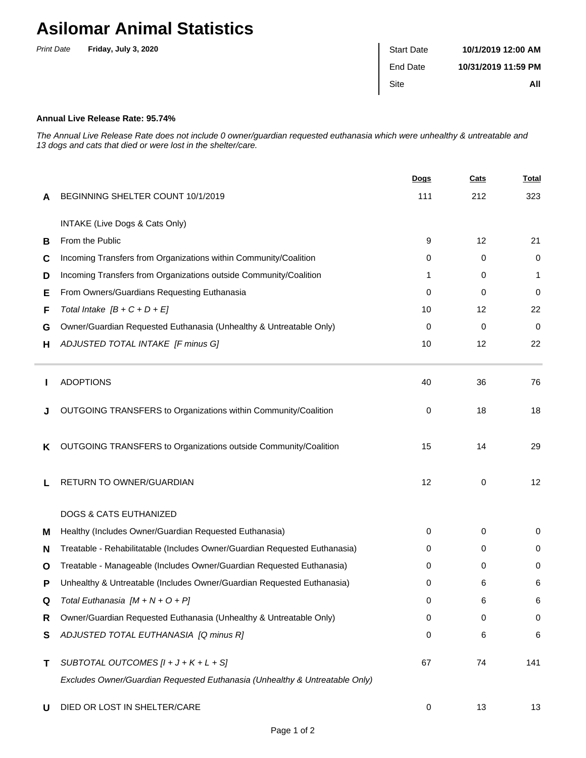# Asilomar Animal Statistics

*Print Date* **Friday, July 3, 2020**

| | |
|---|---|
| Start Date | **10/1/2019 12:00 AM** |
| End Date | **10/31/2019 11:59 PM** |
| Site | **All** |

**Annual Live Release Rate: 95.74%**

*The Annual Live Release Rate does not include 0 owner/guardian requested euthanasia which were unhealthy & untreatable and 13 dogs and cats that died or were lost in the shelter/care.*

| | | Dogs | Cats | Total |
|---|---|---|---|---|
| **A** | BEGINNING SHELTER COUNT 10/1/2019 | 111 | 212 | 323 |
| | INTAKE (Live Dogs & Cats Only) | | | |
| **B** | From the Public | 9 | 12 | 21 |
| **C** | Incoming Transfers from Organizations within Community/Coalition | 0 | 0 | 0 |
| **D** | Incoming Transfers from Organizations outside Community/Coalition | 1 | 0 | 1 |
| **E** | From Owners/Guardians Requesting Euthanasia | 0 | 0 | 0 |
| **F** | *Total Intake [B + C + D + E]* | 10 | 12 | 22 |
| **G** | Owner/Guardian Requested Euthanasia (Unhealthy & Untreatable Only) | 0 | 0 | 0 |
| **H** | *ADJUSTED TOTAL INTAKE [F minus G]* | 10 | 12 | 22 |
| **I** | ADOPTIONS | 40 | 36 | 76 |
| **J** | OUTGOING TRANSFERS to Organizations within Community/Coalition | 0 | 18 | 18 |
| **K** | OUTGOING TRANSFERS to Organizations outside Community/Coalition | 15 | 14 | 29 |
| **L** | RETURN TO OWNER/GUARDIAN | 12 | 0 | 12 |
| | DOGS & CATS EUTHANIZED | | | |
| **M** | Healthy (Includes Owner/Guardian Requested Euthanasia) | 0 | 0 | 0 |
| **N** | Treatable - Rehabilitatable (Includes Owner/Guardian Requested Euthanasia) | 0 | 0 | 0 |
| **O** | Treatable - Manageable (Includes Owner/Guardian Requested Euthanasia) | 0 | 0 | 0 |
| **P** | Unhealthy & Untreatable (Includes Owner/Guardian Requested Euthanasia) | 0 | 6 | 6 |
| **Q** | *Total Euthanasia [M + N + O + P]* | 0 | 6 | 6 |
| **R** | Owner/Guardian Requested Euthanasia (Unhealthy & Untreatable Only) | 0 | 0 | 0 |
| **S** | *ADJUSTED TOTAL EUTHANASIA [Q minus R]* | 0 | 6 | 6 |
| **T** | *SUBTOTAL OUTCOMES [I + J + K + L + S]*<br>*Excludes Owner/Guardian Requested Euthanasia (Unhealthy & Untreatable Only)* | 67 | 74 | 141 |
| **U** | DIED OR LOST IN SHELTER/CARE | 0 | 13 | 13 |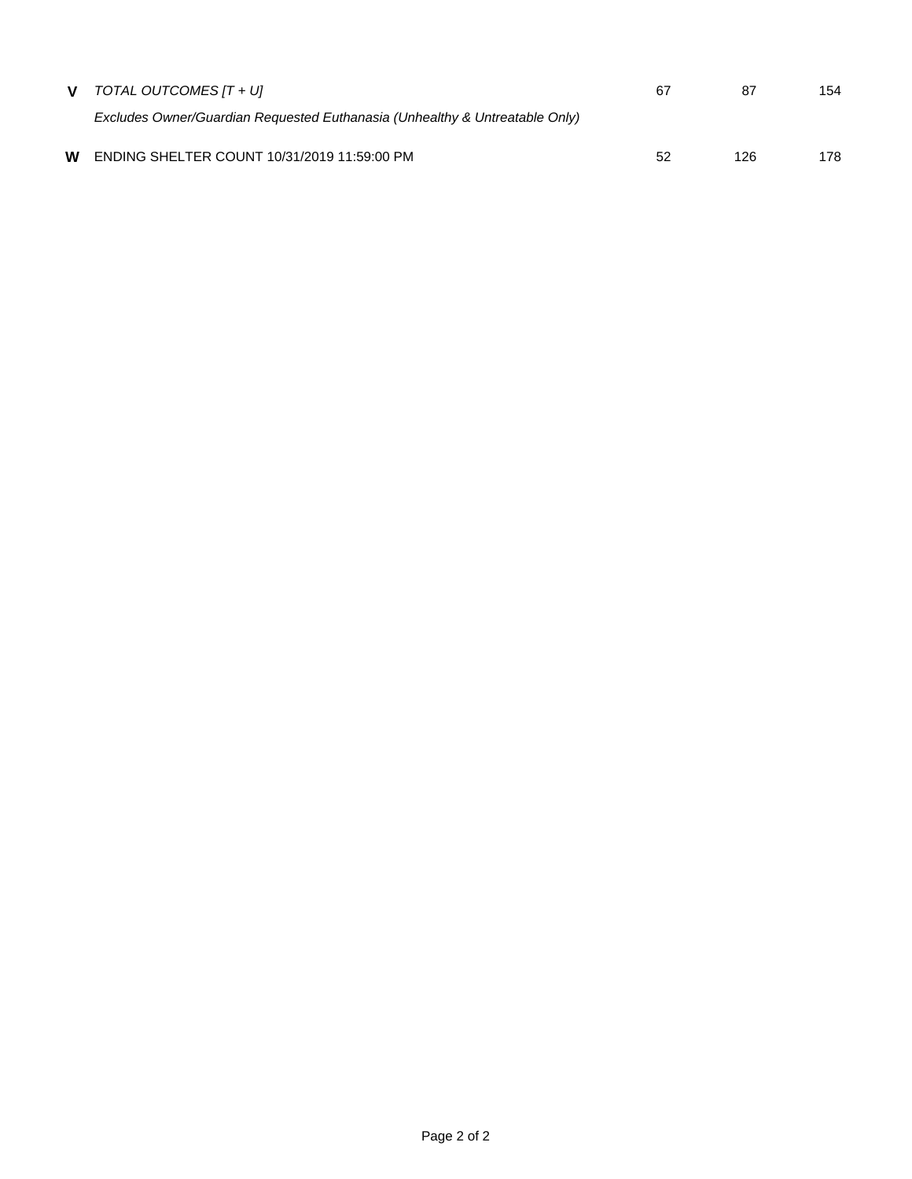| | | | | |
|---|---|---|---|---|
| **V** | *TOTAL OUTCOMES [T + U]* | 67 | 87 | 154 |
| | *Excludes Owner/Guardian Requested Euthanasia (Unhealthy & Untreatable Only)* | | | |
| **W** | ENDING SHELTER COUNT 10/31/2019 11:59:00 PM | 52 | 126 | 178 |